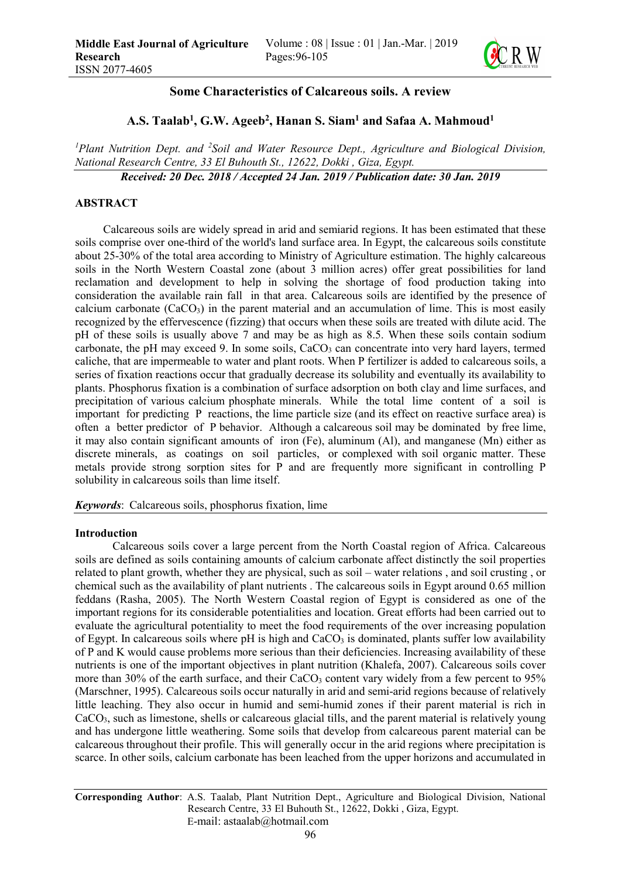Middle East Journal of Agriculture Research
ISSN 2077-4605

# Some Characteristics of Calcareous soils. A review

**A.S. Taalab[1], G.W. Ageeb[2], Hanan S. Siam[1] and Safaa A. Mahmoud[1]**

*[1]Plant Nutrition Dept. and [2]Soil and Water Resource Dept., Agriculture and Biological Division, National Research Centre, 33 El Buhouth St., 12622, Dokki , Giza, Egypt.*

***Received: 20 Dec. 2018 / Accepted 24 Jan. 2019 / Publication date: 30 Jan. 2019***

## ABSTRACT

Calcareous soils are widely spread in arid and semiarid regions. It has been estimated that these soils comprise over one-third of the world's land surface area. In Egypt, the calcareous soils constitute about 25-30% of the total area according to Ministry of Agriculture estimation. The highly calcareous soils in the North Western Coastal zone (about 3 million acres) offer great possibilities for land reclamation and development to help in solving the shortage of food production taking into consideration the available rain fall in that area. Calcareous soils are identified by the presence of calcium carbonate ($CaCO_3$) in the parent material and an accumulation of lime. This is most easily recognized by the effervescence (fizzing) that occurs when these soils are treated with dilute acid. The pH of these soils is usually above 7 and may be as high as 8.5. When these soils contain sodium carbonate, the pH may exceed 9. In some soils, $CaCO_3$ can concentrate into very hard layers, termed caliche, that are impermeable to water and plant roots. When P fertilizer is added to calcareous soils, a series of fixation reactions occur that gradually decrease its solubility and eventually its availability to plants. Phosphorus fixation is a combination of surface adsorption on both clay and lime surfaces, and precipitation of various calcium phosphate minerals. While the total lime content of a soil is important for predicting P reactions, the lime particle size (and its effect on reactive surface area) is often a better predictor of P behavior. Although a calcareous soil may be dominated by free lime, it may also contain significant amounts of iron (Fe), aluminum (Al), and manganese (Mn) either as discrete minerals, as coatings on soil particles, or complexed with soil organic matter. These metals provide strong sorption sites for P and are frequently more significant in controlling P solubility in calcareous soils than lime itself.

***Keywords***: Calcareous soils, phosphorus fixation, lime

## Introduction

Calcareous soils cover a large percent from the North Coastal region of Africa. Calcareous soils are defined as soils containing amounts of calcium carbonate affect distinctly the soil properties related to plant growth, whether they are physical, such as soil – water relations , and soil crusting , or chemical such as the availability of plant nutrients . The calcareous soils in Egypt around 0.65 million feddans (Rasha, 2005). The North Western Coastal region of Egypt is considered as one of the important regions for its considerable potentialities and location. Great efforts had been carried out to evaluate the agricultural potentiality to meet the food requirements of the over increasing population of Egypt. In calcareous soils where pH is high and $CaCO_3$ is dominated, plants suffer low availability of P and K would cause problems more serious than their deficiencies. Increasing availability of these nutrients is one of the important objectives in plant nutrition (Khalefa, 2007). Calcareous soils cover more than 30% of the earth surface, and their $CaCO_3$ content vary widely from a few percent to 95% (Marschner, 1995). Calcareous soils occur naturally in arid and semi-arid regions because of relatively little leaching. They also occur in humid and semi-humid zones if their parent material is rich in $CaCO_3$, such as limestone, shells or calcareous glacial tills, and the parent material is relatively young and has undergone little weathering. Some soils that develop from calcareous parent material can be calcareous throughout their profile. This will generally occur in the arid regions where precipitation is scarce. In other soils, calcium carbonate has been leached from the upper horizons and accumulated in

**Corresponding Author**: A.S. Taalab, Plant Nutrition Dept., Agriculture and Biological Division, National Research Centre, 33 El Buhouth St., 12622, Dokki , Giza, Egypt.
E-mail: astaalab@hotmail.com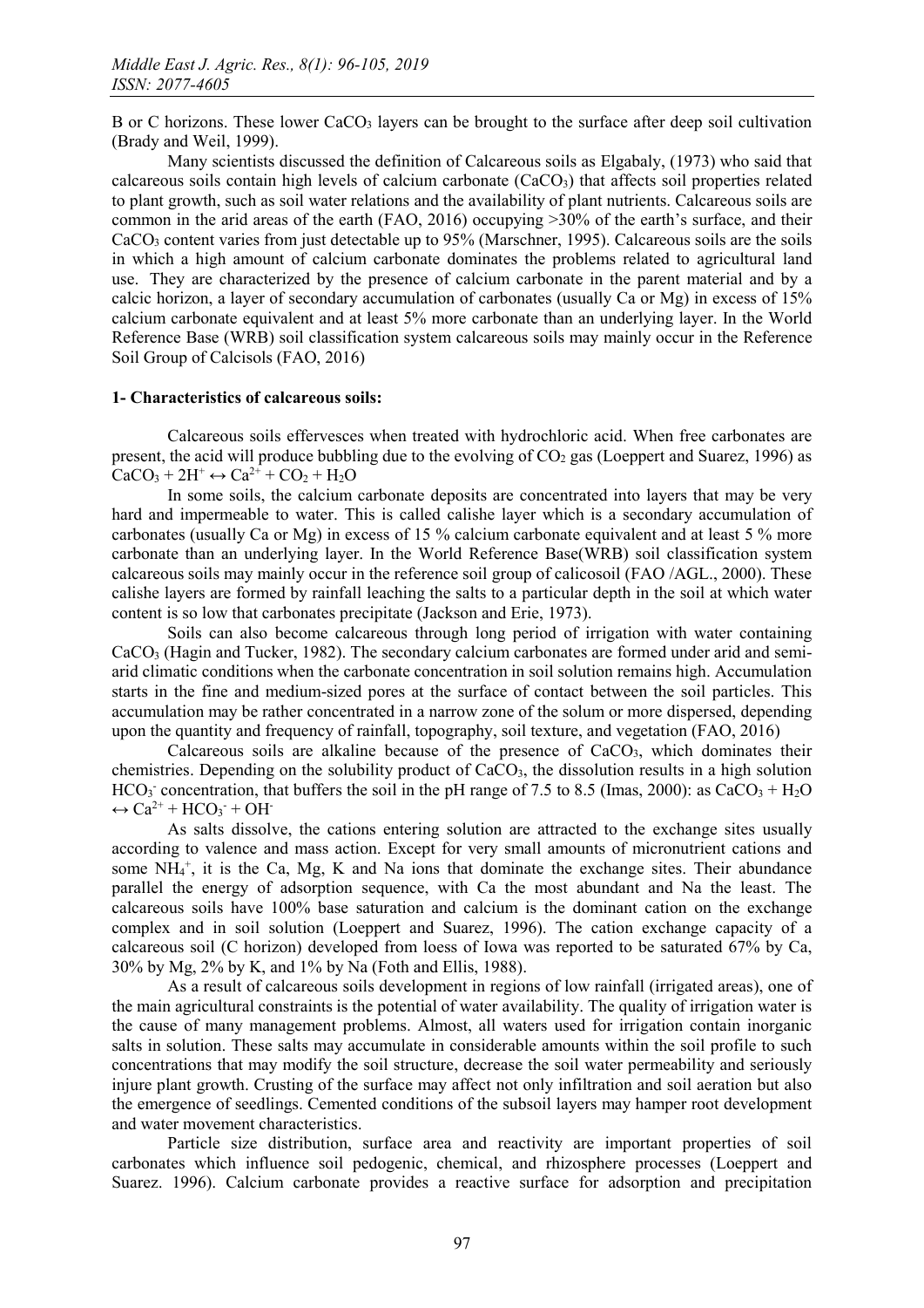B or C horizons. These lower $CaCO_3$ layers can be brought to the surface after deep soil cultivation (Brady and Weil, 1999).

Many scientists discussed the definition of Calcareous soils as Elgabaly, (1973) who said that calcareous soils contain high levels of calcium carbonate ($CaCO_3$) that affects soil properties related to plant growth, such as soil water relations and the availability of plant nutrients. Calcareous soils are common in the arid areas of the earth (FAO, 2016) occupying >30% of the earth's surface, and their $CaCO_3$ content varies from just detectable up to 95% (Marschner, 1995). Calcareous soils are the soils in which a high amount of calcium carbonate dominates the problems related to agricultural land use. They are characterized by the presence of calcium carbonate in the parent material and by a calcic horizon, a layer of secondary accumulation of carbonates (usually Ca or Mg) in excess of 15% calcium carbonate equivalent and at least 5% more carbonate than an underlying layer. In the World Reference Base (WRB) soil classification system calcareous soils may mainly occur in the Reference Soil Group of Calcisols (FAO, 2016)

**1- Characteristics of calcareous soils:**

Calcareous soils effervesces when treated with hydrochloric acid. When free carbonates are present, the acid will produce bubbling due to the evolving of $CO_2$ gas (Loeppert and Suarez, 1996) as $CaCO_3 + 2H^+ \leftrightarrow Ca^{2+} + CO_2 + H_2O$

In some soils, the calcium carbonate deposits are concentrated into layers that may be very hard and impermeable to water. This is called calishe layer which is a secondary accumulation of carbonates (usually Ca or Mg) in excess of 15 % calcium carbonate equivalent and at least 5 % more carbonate than an underlying layer. In the World Reference Base(WRB) soil classification system calcareous soils may mainly occur in the reference soil group of calicosoil (FAO /AGL., 2000). These calishe layers are formed by rainfall leaching the salts to a particular depth in the soil at which water content is so low that carbonates precipitate (Jackson and Erie, 1973).

Soils can also become calcareous through long period of irrigation with water containing $CaCO_3$ (Hagin and Tucker, 1982). The secondary calcium carbonates are formed under arid and semi-arid climatic conditions when the carbonate concentration in soil solution remains high. Accumulation starts in the fine and medium-sized pores at the surface of contact between the soil particles. This accumulation may be rather concentrated in a narrow zone of the solum or more dispersed, depending upon the quantity and frequency of rainfall, topography, soil texture, and vegetation (FAO, 2016)

Calcareous soils are alkaline because of the presence of $CaCO_3$, which dominates their chemistries. Depending on the solubility product of $CaCO_3$, the dissolution results in a high solution $HCO_3^-$ concentration, that buffers the soil in the pH range of 7.5 to 8.5 (Imas, 2000): as $CaCO_3 + H_2O \leftrightarrow Ca^{2+} + HCO_3^- + OH^-$

As salts dissolve, the cations entering solution are attracted to the exchange sites usually according to valence and mass action. Except for very small amounts of micronutrient cations and some $NH_4^+$, it is the Ca, Mg, K and Na ions that dominate the exchange sites. Their abundance parallel the energy of adsorption sequence, with Ca the most abundant and Na the least. The calcareous soils have 100% base saturation and calcium is the dominant cation on the exchange complex and in soil solution (Loeppert and Suarez, 1996). The cation exchange capacity of a calcareous soil (C horizon) developed from loess of Iowa was reported to be saturated 67% by Ca, 30% by Mg, 2% by K, and 1% by Na (Foth and Ellis, 1988).

As a result of calcareous soils development in regions of low rainfall (irrigated areas), one of the main agricultural constraints is the potential of water availability. The quality of irrigation water is the cause of many management problems. Almost, all waters used for irrigation contain inorganic salts in solution. These salts may accumulate in considerable amounts within the soil profile to such concentrations that may modify the soil structure, decrease the soil water permeability and seriously injure plant growth. Crusting of the surface may affect not only infiltration and soil aeration but also the emergence of seedlings. Cemented conditions of the subsoil layers may hamper root development and water movement characteristics.

Particle size distribution, surface area and reactivity are important properties of soil carbonates which influence soil pedogenic, chemical, and rhizosphere processes (Loeppert and Suarez. 1996). Calcium carbonate provides a reactive surface for adsorption and precipitation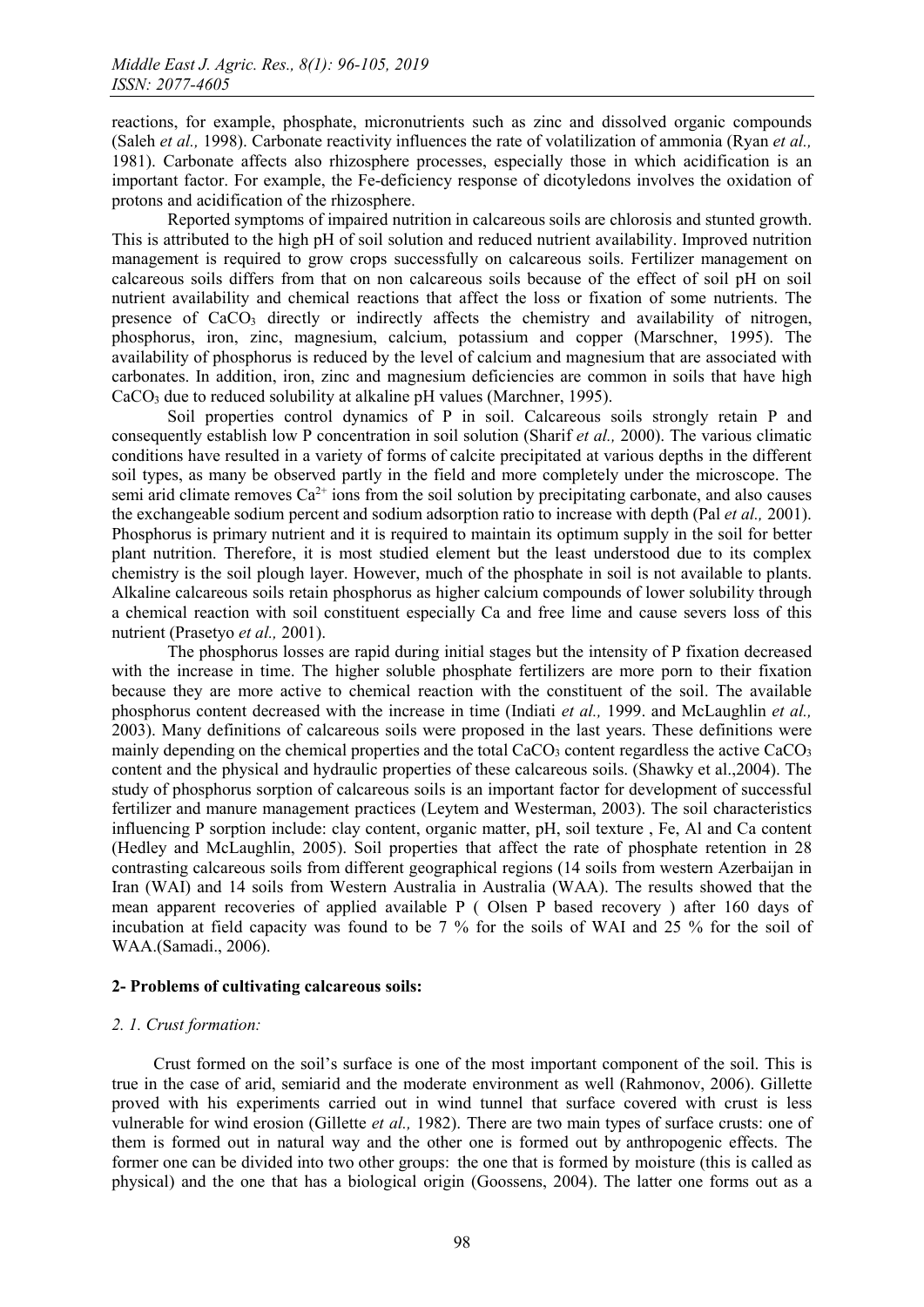reactions, for example, phosphate, micronutrients such as zinc and dissolved organic compounds (Saleh *et al.,* 1998). Carbonate reactivity influences the rate of volatilization of ammonia (Ryan *et al.,* 1981). Carbonate affects also rhizosphere processes, especially those in which acidification is an important factor. For example, the Fe-deficiency response of dicotyledons involves the oxidation of protons and acidification of the rhizosphere.

Reported symptoms of impaired nutrition in calcareous soils are chlorosis and stunted growth. This is attributed to the high pH of soil solution and reduced nutrient availability. Improved nutrition management is required to grow crops successfully on calcareous soils. Fertilizer management on calcareous soils differs from that on non calcareous soils because of the effect of soil pH on soil nutrient availability and chemical reactions that affect the loss or fixation of some nutrients. The presence of $CaCO_3$ directly or indirectly affects the chemistry and availability of nitrogen, phosphorus, iron, zinc, magnesium, calcium, potassium and copper (Marschner, 1995). The availability of phosphorus is reduced by the level of calcium and magnesium that are associated with carbonates. In addition, iron, zinc and magnesium deficiencies are common in soils that have high $CaCO_3$ due to reduced solubility at alkaline pH values (Marchner, 1995).

Soil properties control dynamics of P in soil. Calcareous soils strongly retain P and consequently establish low P concentration in soil solution (Sharif *et al.,* 2000). The various climatic conditions have resulted in a variety of forms of calcite precipitated at various depths in the different soil types, as many be observed partly in the field and more completely under the microscope. The semi arid climate removes $Ca^{2+}$ ions from the soil solution by precipitating carbonate, and also causes the exchangeable sodium percent and sodium adsorption ratio to increase with depth (Pal *et al.,* 2001). Phosphorus is primary nutrient and it is required to maintain its optimum supply in the soil for better plant nutrition. Therefore, it is most studied element but the least understood due to its complex chemistry is the soil plough layer. However, much of the phosphate in soil is not available to plants. Alkaline calcareous soils retain phosphorus as higher calcium compounds of lower solubility through a chemical reaction with soil constituent especially Ca and free lime and cause severs loss of this nutrient (Prasetyo *et al.,* 2001).

The phosphorus losses are rapid during initial stages but the intensity of P fixation decreased with the increase in time. The higher soluble phosphate fertilizers are more porn to their fixation because they are more active to chemical reaction with the constituent of the soil. The available phosphorus content decreased with the increase in time (Indiati *et al.,* 1999. and McLaughlin *et al.,* 2003). Many definitions of calcareous soils were proposed in the last years. These definitions were mainly depending on the chemical properties and the total $CaCO_3$ content regardless the active $CaCO_3$ content and the physical and hydraulic properties of these calcareous soils. (Shawky et al.,2004). The study of phosphorus sorption of calcareous soils is an important factor for development of successful fertilizer and manure management practices (Leytem and Westerman, 2003). The soil characteristics influencing P sorption include: clay content, organic matter, pH, soil texture , Fe, Al and Ca content (Hedley and McLaughlin, 2005). Soil properties that affect the rate of phosphate retention in 28 contrasting calcareous soils from different geographical regions (14 soils from western Azerbaijan in Iran (WAI) and 14 soils from Western Australia in Australia (WAA). The results showed that the mean apparent recoveries of applied available P ( Olsen P based recovery ) after 160 days of incubation at field capacity was found to be 7 % for the soils of WAI and 25 % for the soil of WAA.(Samadi., 2006).

## 2- Problems of cultivating calcareous soils:

### *2. 1. Crust formation:*

Crust formed on the soil's surface is one of the most important component of the soil. This is true in the case of arid, semiarid and the moderate environment as well (Rahmonov, 2006). Gillette proved with his experiments carried out in wind tunnel that surface covered with crust is less vulnerable for wind erosion (Gillette *et al.,* 1982). There are two main types of surface crusts: one of them is formed out in natural way and the other one is formed out by anthropogenic effects. The former one can be divided into two other groups: the one that is formed by moisture (this is called as physical) and the one that has a biological origin (Goossens, 2004). The latter one forms out as a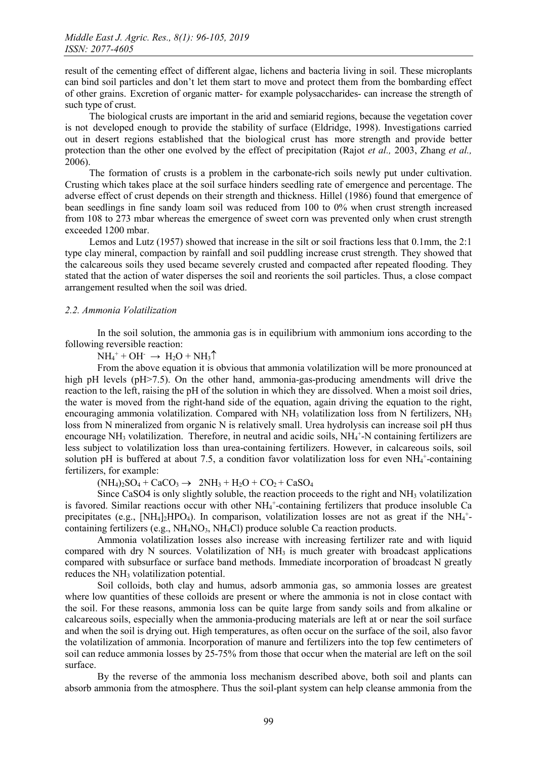result of the cementing effect of different algae, lichens and bacteria living in soil. These microplants can bind soil particles and don't let them start to move and protect them from the bombarding effect of other grains. Excretion of organic matter- for example polysaccharides- can increase the strength of such type of crust.

The biological crusts are important in the arid and semiarid regions, because the vegetation cover is not developed enough to provide the stability of surface (Eldridge, 1998). Investigations carried out in desert regions established that the biological crust has more strength and provide better protection than the other one evolved by the effect of precipitation (Rajot *et al.,* 2003, Zhang *et al.,* 2006).

The formation of crusts is a problem in the carbonate-rich soils newly put under cultivation. Crusting which takes place at the soil surface hinders seedling rate of emergence and percentage. The adverse effect of crust depends on their strength and thickness. Hillel (1986) found that emergence of bean seedlings in fine sandy loam soil was reduced from 100 to 0% when crust strength increased from 108 to 273 mbar whereas the emergence of sweet corn was prevented only when crust strength exceeded 1200 mbar.

Lemos and Lutz (1957) showed that increase in the silt or soil fractions less that 0.1mm, the 2:1 type clay mineral, compaction by rainfall and soil puddling increase crust strength. They showed that the calcareous soils they used became severely crusted and compacted after repeated flooding. They stated that the action of water disperses the soil and reorients the soil particles. Thus, a close compact arrangement resulted when the soil was dried.

### *2.2. Ammonia Volatilization*

In the soil solution, the ammonia gas is in equilibrium with ammonium ions according to the following reversible reaction:

$$NH_4^+ + OH^- \rightarrow H_2O + NH_3\uparrow$$

From the above equation it is obvious that ammonia volatilization will be more pronounced at high pH levels (pH>7.5). On the other hand, ammonia-gas-producing amendments will drive the reaction to the left, raising the pH of the solution in which they are dissolved. When a moist soil dries, the water is moved from the right-hand side of the equation, again driving the equation to the right, encouraging ammonia volatilization. Compared with $NH_3$ volatilization loss from N fertilizers, $NH_3$ loss from N mineralized from organic N is relatively small. Urea hydrolysis can increase soil pH thus encourage $NH_3$ volatilization. Therefore, in neutral and acidic soils, $NH_4^+$-N containing fertilizers are less subject to volatilization loss than urea-containing fertilizers. However, in calcareous soils, soil solution pH is buffered at about 7.5, a condition favor volatilization loss for even $NH_4^+$-containing fertilizers, for example:

$$(NH_4)_2SO_4 + CaCO_3 \rightarrow 2NH_3 + H_2O + CO_2 + CaSO_4$$

Since CaSO4 is only slightly soluble, the reaction proceeds to the right and $NH_3$ volatilization is favored. Similar reactions occur with other $NH_4^+$-containing fertilizers that produce insoluble Ca precipitates (e.g., $[NH_4]_2HPO_4$). In comparison, volatilization losses are not as great if the $NH_4^+$-containing fertilizers (e.g., $NH_4NO_3$, $NH_4Cl$) produce soluble Ca reaction products.

Ammonia volatilization losses also increase with increasing fertilizer rate and with liquid compared with dry N sources. Volatilization of $NH_3$ is much greater with broadcast applications compared with subsurface or surface band methods. Immediate incorporation of broadcast N greatly reduces the $NH_3$ volatilization potential.

Soil colloids, both clay and humus, adsorb ammonia gas, so ammonia losses are greatest where low quantities of these colloids are present or where the ammonia is not in close contact with the soil. For these reasons, ammonia loss can be quite large from sandy soils and from alkaline or calcareous soils, especially when the ammonia-producing materials are left at or near the soil surface and when the soil is drying out. High temperatures, as often occur on the surface of the soil, also favor the volatilization of ammonia. Incorporation of manure and fertilizers into the top few centimeters of soil can reduce ammonia losses by 25-75% from those that occur when the material are left on the soil surface.

By the reverse of the ammonia loss mechanism described above, both soil and plants can absorb ammonia from the atmosphere. Thus the soil-plant system can help cleanse ammonia from the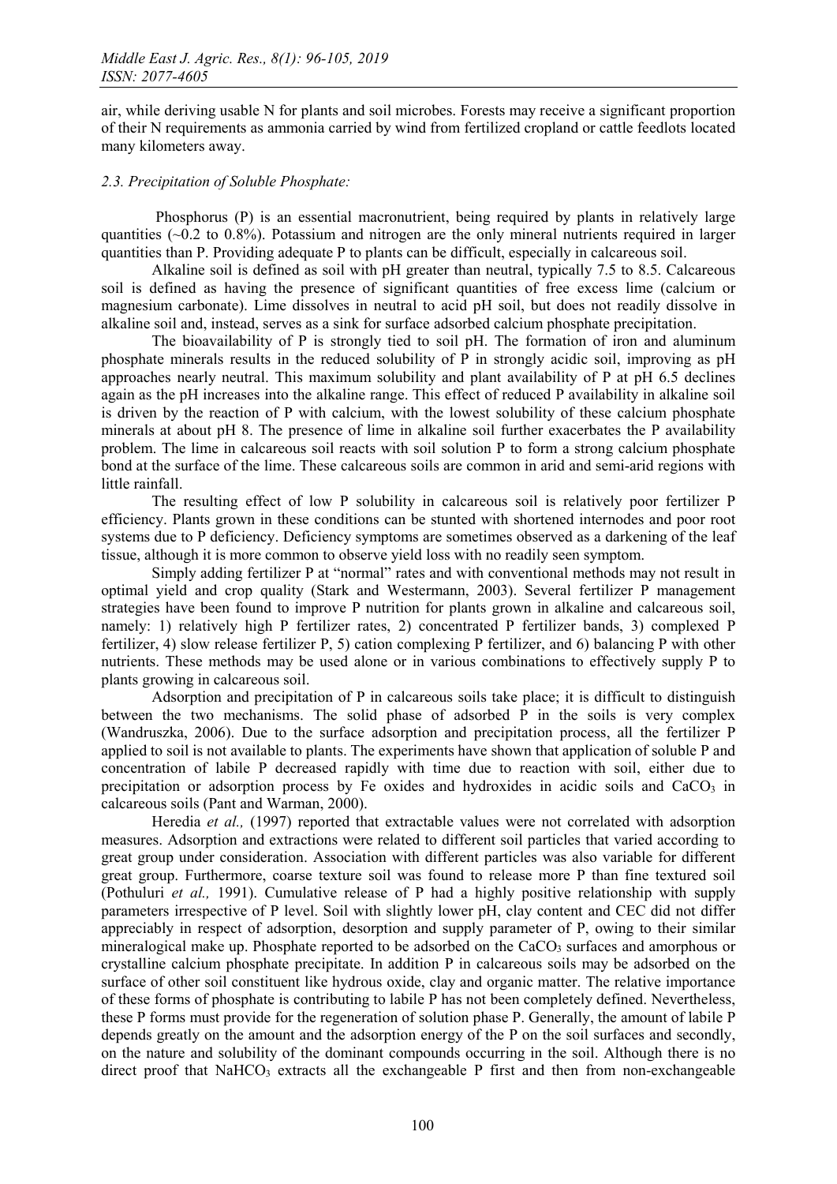air, while deriving usable N for plants and soil microbes. Forests may receive a significant proportion of their N requirements as ammonia carried by wind from fertilized cropland or cattle feedlots located many kilometers away.

### *2.3. Precipitation of Soluble Phosphate:*

Phosphorus (P) is an essential macronutrient, being required by plants in relatively large quantities (~0.2 to 0.8%). Potassium and nitrogen are the only mineral nutrients required in larger quantities than P. Providing adequate P to plants can be difficult, especially in calcareous soil.

Alkaline soil is defined as soil with pH greater than neutral, typically 7.5 to 8.5. Calcareous soil is defined as having the presence of significant quantities of free excess lime (calcium or magnesium carbonate). Lime dissolves in neutral to acid pH soil, but does not readily dissolve in alkaline soil and, instead, serves as a sink for surface adsorbed calcium phosphate precipitation.

The bioavailability of P is strongly tied to soil pH. The formation of iron and aluminum phosphate minerals results in the reduced solubility of P in strongly acidic soil, improving as pH approaches nearly neutral. This maximum solubility and plant availability of P at pH 6.5 declines again as the pH increases into the alkaline range. This effect of reduced P availability in alkaline soil is driven by the reaction of P with calcium, with the lowest solubility of these calcium phosphate minerals at about pH 8. The presence of lime in alkaline soil further exacerbates the P availability problem. The lime in calcareous soil reacts with soil solution P to form a strong calcium phosphate bond at the surface of the lime. These calcareous soils are common in arid and semi-arid regions with little rainfall.

The resulting effect of low P solubility in calcareous soil is relatively poor fertilizer P efficiency. Plants grown in these conditions can be stunted with shortened internodes and poor root systems due to P deficiency. Deficiency symptoms are sometimes observed as a darkening of the leaf tissue, although it is more common to observe yield loss with no readily seen symptom.

Simply adding fertilizer P at "normal" rates and with conventional methods may not result in optimal yield and crop quality (Stark and Westermann, 2003). Several fertilizer P management strategies have been found to improve P nutrition for plants grown in alkaline and calcareous soil, namely: 1) relatively high P fertilizer rates, 2) concentrated P fertilizer bands, 3) complexed P fertilizer, 4) slow release fertilizer P, 5) cation complexing P fertilizer, and 6) balancing P with other nutrients. These methods may be used alone or in various combinations to effectively supply P to plants growing in calcareous soil.

Adsorption and precipitation of P in calcareous soils take place; it is difficult to distinguish between the two mechanisms. The solid phase of adsorbed P in the soils is very complex (Wandruszka, 2006). Due to the surface adsorption and precipitation process, all the fertilizer P applied to soil is not available to plants. The experiments have shown that application of soluble P and concentration of labile P decreased rapidly with time due to reaction with soil, either due to precipitation or adsorption process by Fe oxides and hydroxides in acidic soils and $CaCO_3$ in calcareous soils (Pant and Warman, 2000).

Heredia *et al.,* (1997) reported that extractable values were not correlated with adsorption measures. Adsorption and extractions were related to different soil particles that varied according to great group under consideration. Association with different particles was also variable for different great group. Furthermore, coarse texture soil was found to release more P than fine textured soil (Pothuluri *et al.,* 1991). Cumulative release of P had a highly positive relationship with supply parameters irrespective of P level. Soil with slightly lower pH, clay content and CEC did not differ appreciably in respect of adsorption, desorption and supply parameter of P, owing to their similar mineralogical make up. Phosphate reported to be adsorbed on the $CaCO_3$ surfaces and amorphous or crystalline calcium phosphate precipitate. In addition P in calcareous soils may be adsorbed on the surface of other soil constituent like hydrous oxide, clay and organic matter. The relative importance of these forms of phosphate is contributing to labile P has not been completely defined. Nevertheless, these P forms must provide for the regeneration of solution phase P. Generally, the amount of labile P depends greatly on the amount and the adsorption energy of the P on the soil surfaces and secondly, on the nature and solubility of the dominant compounds occurring in the soil. Although there is no direct proof that $NaHCO_3$ extracts all the exchangeable P first and then from non-exchangeable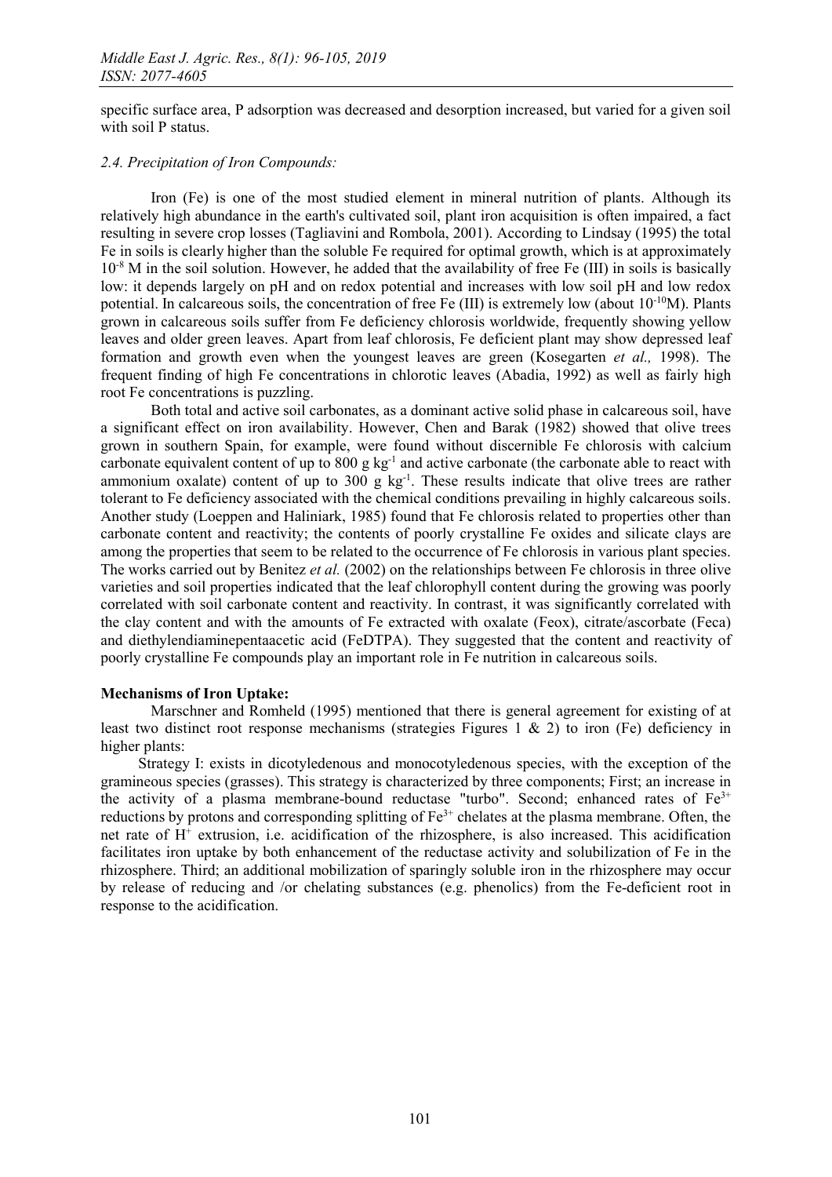specific surface area, P adsorption was decreased and desorption increased, but varied for a given soil with soil P status.

### *2.4. Precipitation of Iron Compounds:*

Iron (Fe) is one of the most studied element in mineral nutrition of plants. Although its relatively high abundance in the earth's cultivated soil, plant iron acquisition is often impaired, a fact resulting in severe crop losses (Tagliavini and Rombola, 2001). According to Lindsay (1995) the total Fe in soils is clearly higher than the soluble Fe required for optimal growth, which is at approximately $10^{-8}$ M in the soil solution. However, he added that the availability of free Fe (III) in soils is basically low: it depends largely on pH and on redox potential and increases with low soil pH and low redox potential. In calcareous soils, the concentration of free Fe (III) is extremely low (about $10^{-10}$M). Plants grown in calcareous soils suffer from Fe deficiency chlorosis worldwide, frequently showing yellow leaves and older green leaves. Apart from leaf chlorosis, Fe deficient plant may show depressed leaf formation and growth even when the youngest leaves are green (Kosegarten *et al.,* 1998). The frequent finding of high Fe concentrations in chlorotic leaves (Abadia, 1992) as well as fairly high root Fe concentrations is puzzling.

Both total and active soil carbonates, as a dominant active solid phase in calcareous soil, have a significant effect on iron availability. However, Chen and Barak (1982) showed that olive trees grown in southern Spain, for example, were found without discernible Fe chlorosis with calcium carbonate equivalent content of up to 800 g $kg^{-1}$ and active carbonate (the carbonate able to react with ammonium oxalate) content of up to 300 g $kg^{-1}$. These results indicate that olive trees are rather tolerant to Fe deficiency associated with the chemical conditions prevailing in highly calcareous soils. Another study (Loeppen and Haliniark, 1985) found that Fe chlorosis related to properties other than carbonate content and reactivity; the contents of poorly crystalline Fe oxides and silicate clays are among the properties that seem to be related to the occurrence of Fe chlorosis in various plant species. The works carried out by Benitez *et al.* (2002) on the relationships between Fe chlorosis in three olive varieties and soil properties indicated that the leaf chlorophyll content during the growing was poorly correlated with soil carbonate content and reactivity. In contrast, it was significantly correlated with the clay content and with the amounts of Fe extracted with oxalate (Feox), citrate/ascorbate (Feca) and diethylendiaminepentaacetic acid (FeDTPA). They suggested that the content and reactivity of poorly crystalline Fe compounds play an important role in Fe nutrition in calcareous soils.

**Mechanisms of Iron Uptake:**

Marschner and Romheld (1995) mentioned that there is general agreement for existing of at least two distinct root response mechanisms (strategies Figures 1 & 2) to iron (Fe) deficiency in higher plants:

Strategy I: exists in dicotyledenous and monocotyledenous species, with the exception of the gramineous species (grasses). This strategy is characterized by three components; First; an increase in the activity of a plasma membrane-bound reductase "turbo". Second; enhanced rates of $Fe^{3+}$ reductions by protons and corresponding splitting of $Fe^{3+}$ chelates at the plasma membrane. Often, the net rate of $H^{+}$ extrusion, i.e. acidification of the rhizosphere, is also increased. This acidification facilitates iron uptake by both enhancement of the reductase activity and solubilization of Fe in the rhizosphere. Third; an additional mobilization of sparingly soluble iron in the rhizosphere may occur by release of reducing and /or chelating substances (e.g. phenolics) from the Fe-deficient root in response to the acidification.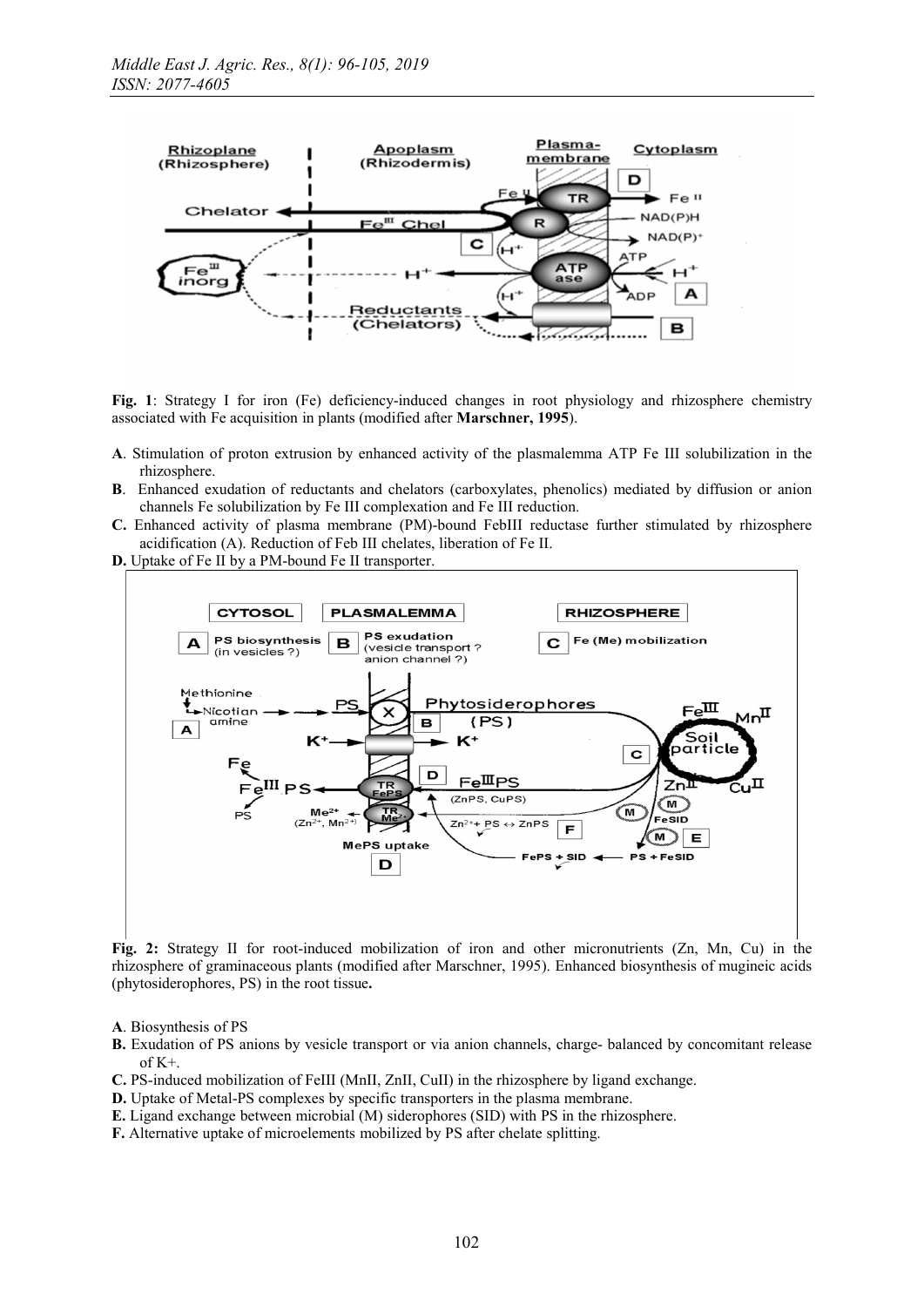Rhizoplane (Rhizosphere)

Apoplasm (Rhizodermis)

Plasma-membrane

Cytoplasm

D

Fe II

TR

Fe II

Chelator

Fe III Chel

R

NAD(P)H

NAD(P)+

C

H+

ATP

Fe III inorg

H+

ATP ase

H+

H+

ADP

A

Reductants (Chelators)

B

**Fig. 1**: Strategy I for iron (Fe) deficiency-induced changes in root physiology and rhizosphere chemistry associated with Fe acquisition in plants (modified after **Marschner, 1995**).

**A**. Stimulation of proton extrusion by enhanced activity of the plasmalemma ATP Fe III solubilization in the rhizosphere.

**B**. Enhanced exudation of reductants and chelators (carboxylates, phenolics) mediated by diffusion or anion channels Fe solubilization by Fe III complexation and Fe III reduction.

**C.** Enhanced activity of plasma membrane (PM)-bound FebIII reductase further stimulated by rhizosphere acidification (A). Reduction of Feb III chelates, liberation of Fe II.

**D.** Uptake of Fe II by a PM-bound Fe II transporter.

CYTOSOL

PLASMALEMMA

RHIZOSPHERE

A PS biosynthesis (in vesicles ?)

B PS exudation (vesicle transport ? anion channel ?)

C Fe (Me) mobilization

Methionine

Nicotian amine

A

PS

X

Phytosiderophores (PS)

B

Fe III Mn II

K+

K+

C

Soil particle

Fe

Fe III PS

TR FePS

D

Fe III PS

(ZnPS, CuPS)

Zn II Cu II

PS

Me2+ (Zn2+, Mn2+)

TR Me2+

Zn2+ + PS ↔ ZnPS

F

M

M

FeSID

M

E

MePS uptake

D

FePS + SID

PS + FeSID

**Fig. 2:** Strategy II for root-induced mobilization of iron and other micronutrients (Zn, Mn, Cu) in the rhizosphere of graminaceous plants (modified after Marschner, 1995). Enhanced biosynthesis of mugineic acids (phytosiderophores, PS) in the root tissue**.**

**A**. Biosynthesis of PS

**B.** Exudation of PS anions by vesicle transport or via anion channels, charge- balanced by concomitant release of K+.

**C.** PS-induced mobilization of FeIII (MnII, ZnII, CuII) in the rhizosphere by ligand exchange.

**D.** Uptake of Metal-PS complexes by specific transporters in the plasma membrane.

**E.** Ligand exchange between microbial (M) siderophores (SID) with PS in the rhizosphere.

**F.** Alternative uptake of microelements mobilized by PS after chelate splitting.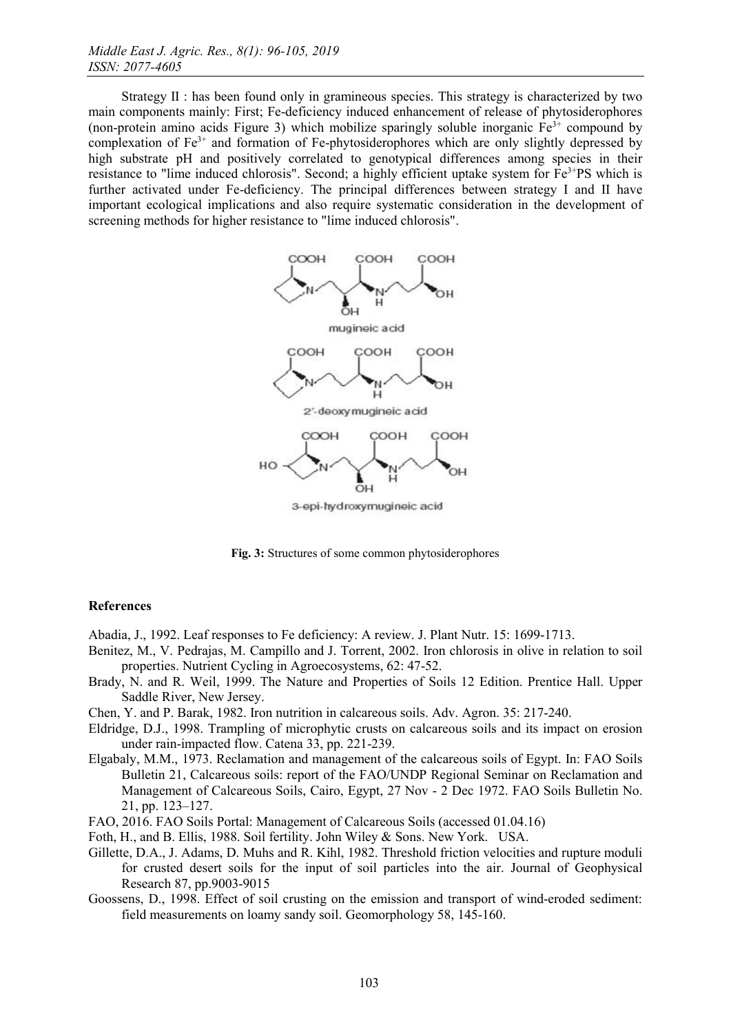Strategy II : has been found only in gramineous species. This strategy is characterized by two main components mainly: First; Fe-deficiency induced enhancement of release of phytosiderophores (non-protein amino acids Figure 3) which mobilize sparingly soluble inorganic $Fe^{3+}$ compound by complexation of $Fe^{3+}$ and formation of Fe-phytosiderophores which are only slightly depressed by high substrate pH and positively correlated to genotypical differences among species in their resistance to "lime induced chlorosis". Second; a highly efficient uptake system for $Fe^{3+}$PS which is further activated under Fe-deficiency. The principal differences between strategy I and II have important ecological implications and also require systematic consideration in the development of screening methods for higher resistance to "lime induced chlorosis".

mugineic acid

2'-deoxymugineic acid

3-epi-hydroxymugineic acid

**Fig. 3:** Structures of some common phytosiderophores

## References

Abadia, J., 1992. Leaf responses to Fe deficiency: A review. J. Plant Nutr. 15: 1699-1713.

Benitez, M., V. Pedrajas, M. Campillo and J. Torrent, 2002. Iron chlorosis in olive in relation to soil properties. Nutrient Cycling in Agroecosystems, 62: 47-52.

Brady, N. and R. Weil, 1999. The Nature and Properties of Soils 12 Edition. Prentice Hall. Upper Saddle River, New Jersey.

Chen, Y. and P. Barak, 1982. Iron nutrition in calcareous soils. Adv. Agron. 35: 217-240.

Eldridge, D.J., 1998. Trampling of microphytic crusts on calcareous soils and its impact on erosion under rain-impacted flow. Catena 33, pp. 221-239.

Elgabaly, M.M., 1973. Reclamation and management of the calcareous soils of Egypt. In: FAO Soils Bulletin 21, Calcareous soils: report of the FAO/UNDP Regional Seminar on Reclamation and Management of Calcareous Soils, Cairo, Egypt, 27 Nov - 2 Dec 1972. FAO Soils Bulletin No. 21, pp. 123–127.

FAO, 2016. FAO Soils Portal: Management of Calcareous Soils (accessed 01.04.16)

Foth, H., and B. Ellis, 1988. Soil fertility. John Wiley & Sons. New York. USA.

Gillette, D.A., J. Adams, D. Muhs and R. Kihl, 1982. Threshold friction velocities and rupture moduli for crusted desert soils for the input of soil particles into the air. Journal of Geophysical Research 87, pp.9003-9015

Goossens, D., 1998. Effect of soil crusting on the emission and transport of wind-eroded sediment: field measurements on loamy sandy soil. Geomorphology 58, 145-160.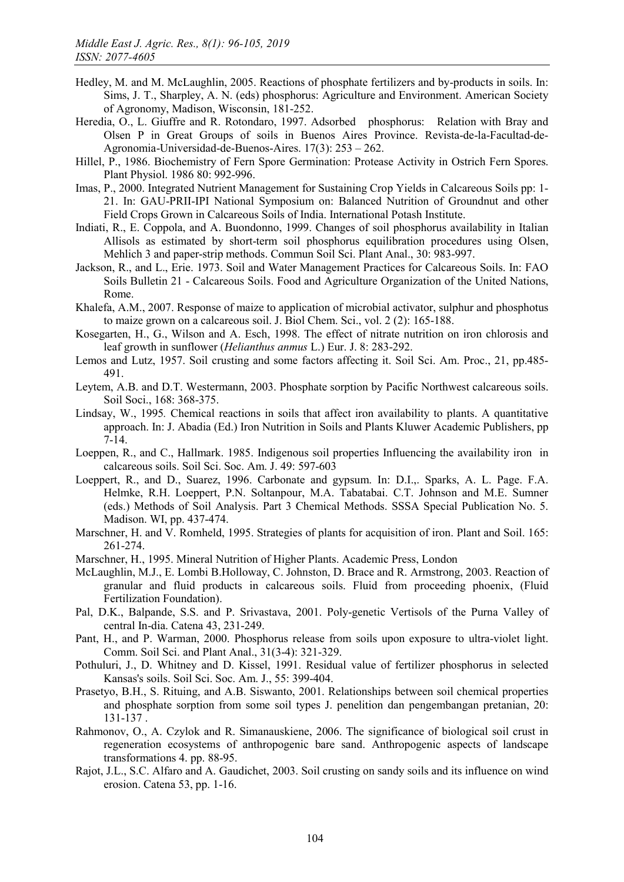Hedley, M. and M. McLaughlin, 2005. Reactions of phosphate fertilizers and by-products in soils. In: Sims, J. T., Sharpley, A. N. (eds) phosphorus: Agriculture and Environment. American Society of Agronomy, Madison, Wisconsin, 181-252.

Heredia, O., L. Giuffre and R. Rotondaro, 1997. Adsorbed phosphorus: Relation with Bray and Olsen P in Great Groups of soils in Buenos Aires Province. Revista-de-la-Facultad-de-Agronomia-Universidad-de-Buenos-Aires. 17(3): 253 – 262.

Hillel, P., 1986. Biochemistry of Fern Spore Germination: Protease Activity in Ostrich Fern Spores. Plant Physiol. 1986 80: 992-996.

Imas, P., 2000. Integrated Nutrient Management for Sustaining Crop Yields in Calcareous Soils pp: 1-21. In: GAU-PRII-IPI National Symposium on: Balanced Nutrition of Groundnut and other Field Crops Grown in Calcareous Soils of India. International Potash Institute.

Indiati, R., E. Coppola, and A. Buondonno, 1999. Changes of soil phosphorus availability in Italian Allisols as estimated by short-term soil phosphorus equilibration procedures using Olsen, Mehlich 3 and paper-strip methods. Commun Soil Sci. Plant Anal., 30: 983-997.

Jackson, R., and L., Erie. 1973. Soil and Water Management Practices for Calcareous Soils. In: FAO Soils Bulletin 21 - Calcareous Soils. Food and Agriculture Organization of the United Nations, Rome.

Khalefa, A.M., 2007. Response of maize to application of microbial activator, sulphur and phosphotus to maize grown on a calcareous soil. J. Biol Chem. Sci., vol. 2 (2): 165-188.

Kosegarten, H., G., Wilson and A. Esch, 1998. The effect of nitrate nutrition on iron chlorosis and leaf growth in sunflower (*Helianthus anmus* L.) Eur. J. 8: 283-292.

Lemos and Lutz, 1957. Soil crusting and some factors affecting it. Soil Sci. Am. Proc., 21, pp.485-491.

Leytem, A.B. and D.T. Westermann, 2003. Phosphate sorption by Pacific Northwest calcareous soils. Soil Soci., 168: 368-375.

Lindsay, W., 1995*.* Chemical reactions in soils that affect iron availability to plants. A quantitative approach. In: J. Abadia (Ed.) Iron Nutrition in Soils and Plants Kluwer Academic Publishers, pp 7-14.

Loeppen, R., and C., Hallmark. 1985. Indigenous soil properties Influencing the availability iron in calcareous soils. Soil Sci. Soc. Am. J. 49: 597-603

Loeppert, R., and D., Suarez, 1996. Carbonate and gypsum. In: D.I.,. Sparks, A. L. Page. F.A. Helmke, R.H. Loeppert, P.N. Soltanpour, M.A. Tabatabai. C.T. Johnson and M.E. Sumner (eds.) Methods of Soil Analysis. Part 3 Chemical Methods. SSSA Special Publication No. 5. Madison. WI, pp. 437-474.

Marschner, H. and V. Romheld, 1995. Strategies of plants for acquisition of iron. Plant and Soil. 165: 261-274.

Marschner, H., 1995. Mineral Nutrition of Higher Plants. Academic Press, London

McLaughlin, M.J., E. Lombi B.Holloway, C. Johnston, D. Brace and R. Armstrong, 2003. Reaction of granular and fluid products in calcareous soils. Fluid from proceeding phoenix, (Fluid Fertilization Foundation).

Pal, D.K., Balpande, S.S. and P. Srivastava, 2001. Poly-genetic Vertisols of the Purna Valley of central In-dia. Catena 43, 231-249.

Pant, H., and P. Warman, 2000. Phosphorus release from soils upon exposure to ultra-violet light. Comm. Soil Sci. and Plant Anal., 31(3-4): 321-329.

Pothuluri, J., D. Whitney and D. Kissel, 1991. Residual value of fertilizer phosphorus in selected Kansas's soils. Soil Sci. Soc. Am. J., 55: 399-404.

Prasetyo, B.H., S. Rituing, and A.B. Siswanto, 2001. Relationships between soil chemical properties and phosphate sorption from some soil types J. penelition dan pengembangan pretanian, 20: 131-137 .

Rahmonov, O., A. Czylok and R. Simanauskiene, 2006. The significance of biological soil crust in regeneration ecosystems of anthropogenic bare sand. Anthropogenic aspects of landscape transformations 4. pp. 88-95.

Rajot, J.L., S.C. Alfaro and A. Gaudichet, 2003. Soil crusting on sandy soils and its influence on wind erosion. Catena 53, pp. 1-16.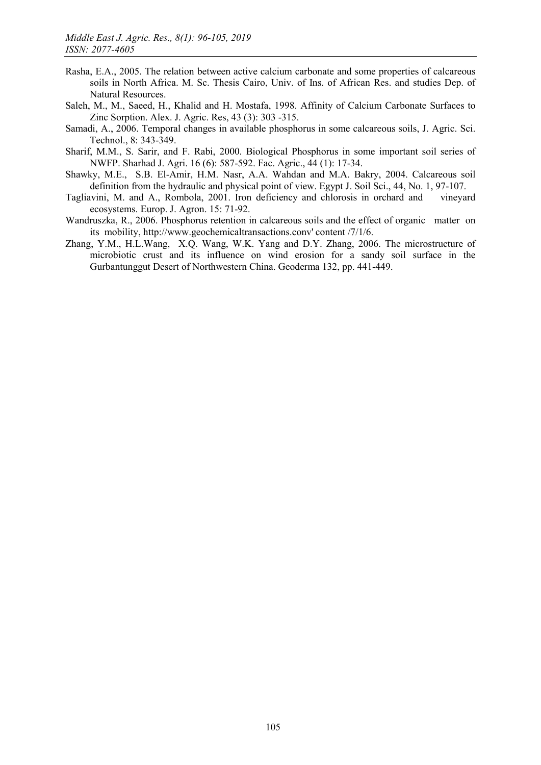Rasha, E.A., 2005. The relation between active calcium carbonate and some properties of calcareous soils in North Africa. M. Sc. Thesis Cairo, Univ. of Ins. of African Res. and studies Dep. of Natural Resources.

Saleh, M., M., Saeed, H., Khalid and H. Mostafa, 1998. Affinity of Calcium Carbonate Surfaces to Zinc Sorption. Alex. J. Agric. Res, 43 (3): 303 -315.

Samadi, A., 2006. Temporal changes in available phosphorus in some calcareous soils, J. Agric. Sci. Technol., 8: 343-349.

Sharif, M.M., S. Sarir, and F. Rabi, 2000. Biological Phosphorus in some important soil series of NWFP. Sharhad J. Agri. 16 (6): 587-592. Fac. Agric., 44 (1): 17-34.

Shawky, M.E., S.B. El-Amir, H.M. Nasr, A.A. Wahdan and M.A. Bakry, 2004. Calcareous soil definition from the hydraulic and physical point of view. Egypt J. Soil Sci., 44, No. 1, 97-107.

Tagliavini, M. and A., Rombola, 2001. Iron deficiency and chlorosis in orchard and vineyard ecosystems. Europ. J. Agron. 15: 71-92.

Wandruszka, R., 2006. Phosphorus retention in calcareous soils and the effect of organic matter on its mobility, http://www.geochemicaltransactions.conv' content /7/1/6.

Zhang, Y.M., H.L.Wang, X.Q. Wang, W.K. Yang and D.Y. Zhang, 2006. The microstructure of microbiotic crust and its influence on wind erosion for a sandy soil surface in the Gurbantunggut Desert of Northwestern China. Geoderma 132, pp. 441-449.